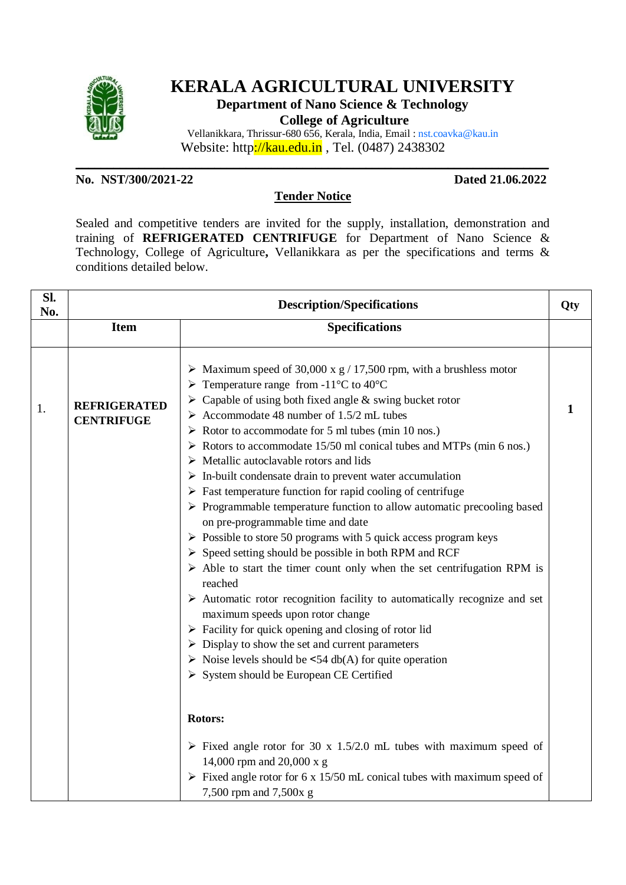# KERALA AGRICULTURAL UNIVERSITY

**Department of Nano Science & Technology**

**College of Agriculture**

Vellanikkara, Thrissur-680 656, Kerala, India, Email : nst.coavka@kau.in

Website: http://kau.edu.in , Tel. (0487) 2438302

**No. NST/300/2021-22** **Dated 21.06.2022**

## Tender Notice

Sealed and competitive tenders are invited for the supply, installation, demonstration and training of **REFRIGERATED CENTRIFUGE** for Department of Nano Science & Technology, College of Agriculture**,** Vellanikkara as per the specifications and terms & conditions detailed below.

| Sl. No. | Description/Specifications | | Qty |
|---|---|---|---|
| | **Item** | **Specifications** | |
| 1. | **REFRIGERATED CENTRIFUGE** | ➢ Maximum speed of 30,000 x g / 17,500 rpm, with a brushless motor<br>➢ Temperature range from -11°C to 40°C<br>➢ Capable of using both fixed angle & swing bucket rotor<br>➢ Accommodate 48 number of 1.5/2 mL tubes<br>➢ Rotor to accommodate for 5 ml tubes (min 10 nos.)<br>➢ Rotors to accommodate 15/50 ml conical tubes and MTPs (min 6 nos.)<br>➢ Metallic autoclavable rotors and lids<br>➢ In-built condensate drain to prevent water accumulation<br>➢ Fast temperature function for rapid cooling of centrifuge<br>➢ Programmable temperature function to allow automatic precooling based on pre-programmable time and date<br>➢ Possible to store 50 programs with 5 quick access program keys<br>➢ Speed setting should be possible in both RPM and RCF<br>➢ Able to start the timer count only when the set centrifugation RPM is reached<br>➢ Automatic rotor recognition facility to automatically recognize and set maximum speeds upon rotor change<br>➢ Facility for quick opening and closing of rotor lid<br>➢ Display to show the set and current parameters<br>➢ Noise levels should be **<**54 db(A) for quite operation<br>➢ System should be European CE Certified<br><br>**Rotors:**<br><br>➢ Fixed angle rotor for 30 x 1.5/2.0 mL tubes with maximum speed of 14,000 rpm and 20,000 x g<br>➢ Fixed angle rotor for 6 x 15/50 mL conical tubes with maximum speed of 7,500 rpm and 7,500x g | **1** |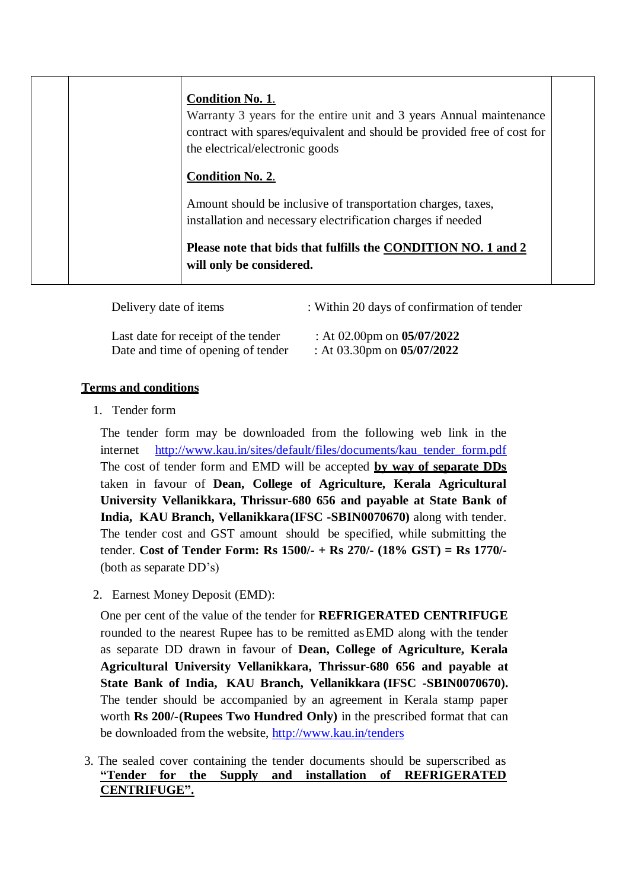| | | | |
|---|---|---|---|
| | | **Condition No. 1.**<br>Warranty 3 years for the entire unit and 3 years Annual maintenance contract with spares/equivalent and should be provided free of cost for the electrical/electronic goods<br><br>**Condition No. 2.**<br><br>Amount should be inclusive of transportation charges, taxes, installation and necessary electrification charges if needed<br><br>**Please note that bids that fulfills the CONDITION NO. 1 and 2 will only be considered.** | |

Delivery date of items : Within 20 days of confirmation of tender

Last date for receipt of the tender : At 02.00pm on **05/07/2022**
Date and time of opening of tender : At 03.30pm on **05/07/2022**

**Terms and conditions**

1. Tender form

   The tender form may be downloaded from the following web link in the internet http://www.kau.in/sites/default/files/documents/kau_tender_form.pdf The cost of tender form and EMD will be accepted **by way of separate DDs** taken in favour of **Dean, College of Agriculture, Kerala Agricultural University Vellanikkara, Thrissur-680 656 and payable at State Bank of India, KAU Branch, Vellanikkara(IFSC -SBIN0070670)** along with tender. The tender cost and GST amount should be specified, while submitting the tender. **Cost of Tender Form: Rs 1500/- + Rs 270/- (18% GST) = Rs 1770/-** (both as separate DD's)

2. Earnest Money Deposit (EMD):

   One per cent of the value of the tender for **REFRIGERATED CENTRIFUGE** rounded to the nearest Rupee has to be remitted as EMD along with the tender as separate DD drawn in favour of **Dean, College of Agriculture, Kerala Agricultural University Vellanikkara, Thrissur-680 656 and payable at State Bank of India, KAU Branch, Vellanikkara (IFSC -SBIN0070670).** The tender should be accompanied by an agreement in Kerala stamp paper worth **Rs 200/-(Rupees Two Hundred Only)** in the prescribed format that can be downloaded from the website, http://www.kau.in/tenders

3. The sealed cover containing the tender documents should be superscribed as **"Tender for the Supply and installation of REFRIGERATED CENTRIFUGE".**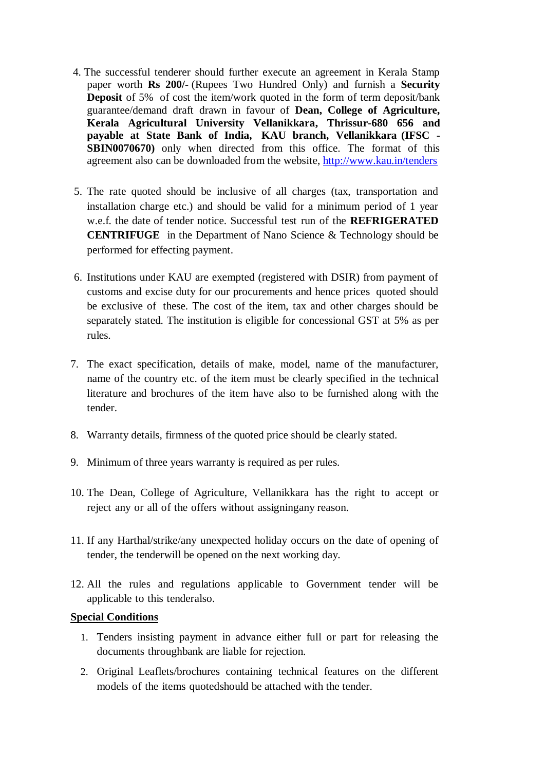4. The successful tenderer should further execute an agreement in Kerala Stamp paper worth **Rs 200/-** (Rupees Two Hundred Only) and furnish a **Security Deposit** of 5% of cost the item/work quoted in the form of term deposit/bank guarantee/demand draft drawn in favour of **Dean, College of Agriculture, Kerala Agricultural University Vellanikkara, Thrissur-680 656 and payable at State Bank of India, KAU branch, Vellanikkara (IFSC - SBIN0070670)** only when directed from this office. The format of this agreement also can be downloaded from the website, http://www.kau.in/tenders

5. The rate quoted should be inclusive of all charges (tax, transportation and installation charge etc.) and should be valid for a minimum period of 1 year w.e.f. the date of tender notice. Successful test run of the **REFRIGERATED CENTRIFUGE** in the Department of Nano Science & Technology should be performed for effecting payment.

6. Institutions under KAU are exempted (registered with DSIR) from payment of customs and excise duty for our procurements and hence prices quoted should be exclusive of these. The cost of the item, tax and other charges should be separately stated. The institution is eligible for concessional GST at 5% as per rules.

7. The exact specification, details of make, model, name of the manufacturer, name of the country etc. of the item must be clearly specified in the technical literature and brochures of the item have also to be furnished along with the tender.

8. Warranty details, firmness of the quoted price should be clearly stated.

9. Minimum of three years warranty is required as per rules.

10. The Dean, College of Agriculture, Vellanikkara has the right to accept or reject any or all of the offers without assigningany reason.

11. If any Harthal/strike/any unexpected holiday occurs on the date of opening of tender, the tenderwill be opened on the next working day.

12. All the rules and regulations applicable to Government tender will be applicable to this tenderalso.

**Special Conditions**

1. Tenders insisting payment in advance either full or part for releasing the documents throughbank are liable for rejection.
2. Original Leaflets/brochures containing technical features on the different models of the items quotedshould be attached with the tender.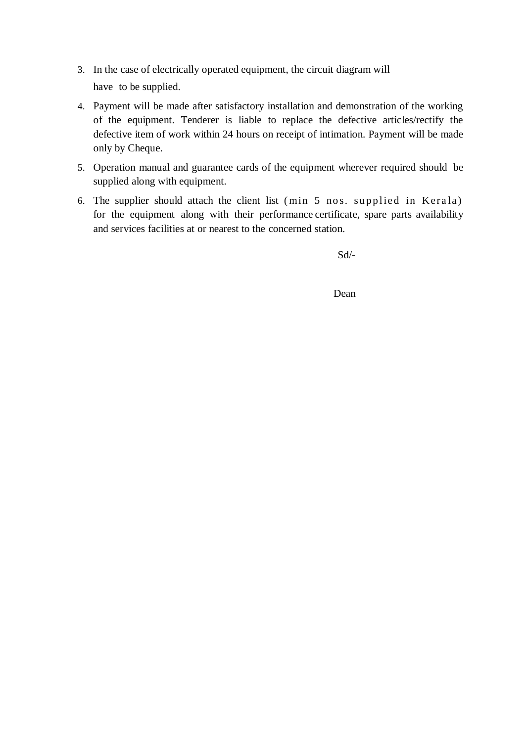3. In the case of electrically operated equipment, the circuit diagram will have to be supplied.
4. Payment will be made after satisfactory installation and demonstration of the working of the equipment. Tenderer is liable to replace the defective articles/rectify the defective item of work within 24 hours on receipt of intimation. Payment will be made only by Cheque.
5. Operation manual and guarantee cards of the equipment wherever required should be supplied along with equipment.
6. The supplier should attach the client list (min 5 nos. supplied in Kerala) for the equipment along with their performance certificate, spare parts availability and services facilities at or nearest to the concerned station.

Sd/-

Dean